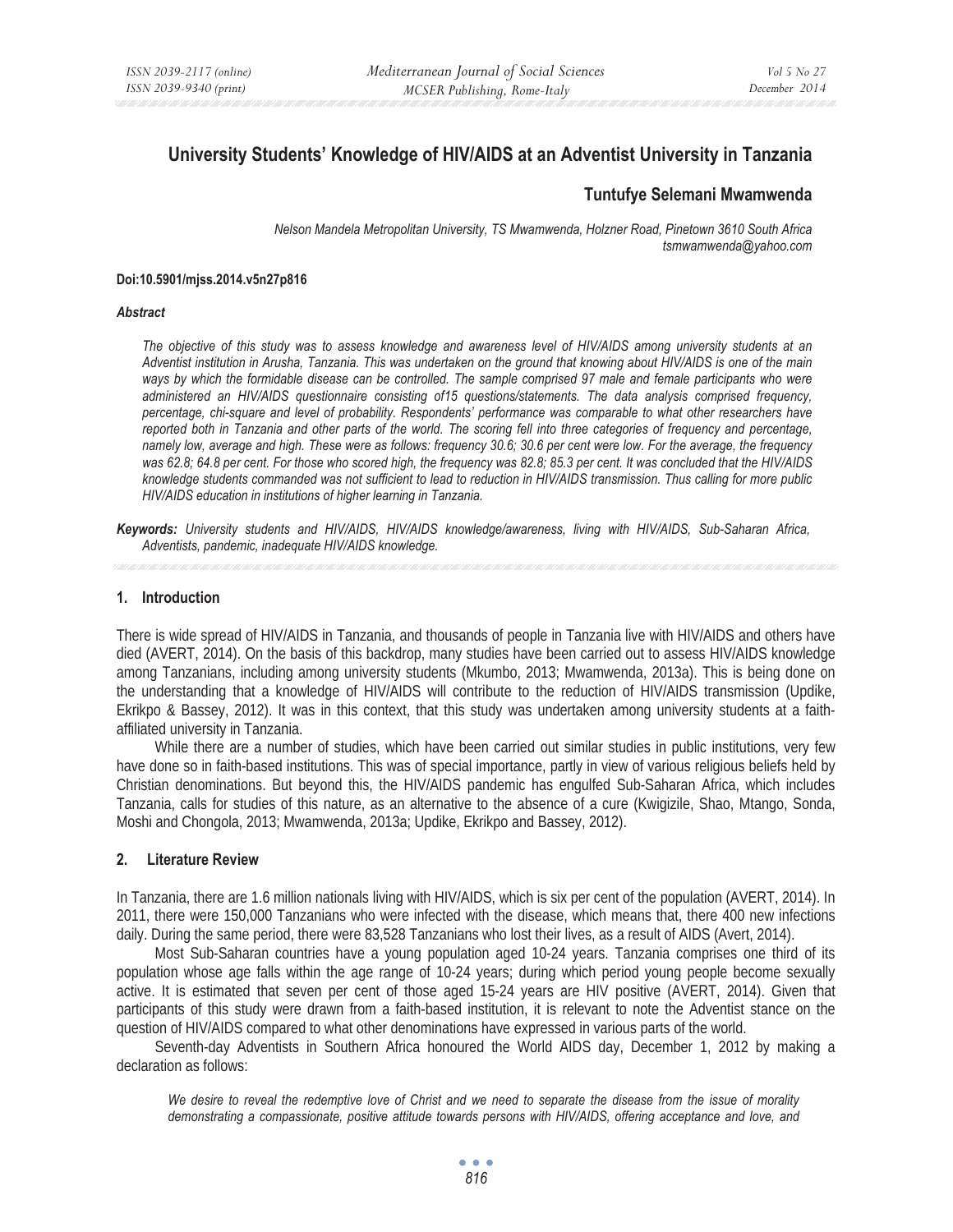# University Students' Knowledge of HIV/AIDS at an Adventist University in Tanzania

## Tuntufye Selemani Mwamwenda

*Nelson Mandela Metropolitan University, TS Mwamwenda, Holzner Road, Pinetown 3610 South Africa*
*tsmwamwenda@yahoo.com*

**Doi:10.5901/mjss.2014.v5n27p816**

***Abstract***

*The objective of this study was to assess knowledge and awareness level of HIV/AIDS among university students at an Adventist institution in Arusha, Tanzania. This was undertaken on the ground that knowing about HIV/AIDS is one of the main ways by which the formidable disease can be controlled. The sample comprised 97 male and female participants who were administered an HIV/AIDS questionnaire consisting of15 questions/statements. The data analysis comprised frequency, percentage, chi-square and level of probability. Respondents' performance was comparable to what other researchers have reported both in Tanzania and other parts of the world. The scoring fell into three categories of frequency and percentage, namely low, average and high. These were as follows: frequency 30.6; 30.6 per cent were low. For the average, the frequency was 62.8; 64.8 per cent. For those who scored high, the frequency was 82.8; 85.3 per cent. It was concluded that the HIV/AIDS knowledge students commanded was not sufficient to lead to reduction in HIV/AIDS transmission. Thus calling for more public HIV/AIDS education in institutions of higher learning in Tanzania.*

***Keywords:*** *University students and HIV/AIDS, HIV/AIDS knowledge/awareness, living with HIV/AIDS, Sub-Saharan Africa, Adventists, pandemic, inadequate HIV/AIDS knowledge.*

## 1. Introduction

There is wide spread of HIV/AIDS in Tanzania, and thousands of people in Tanzania live with HIV/AIDS and others have died (AVERT, 2014). On the basis of this backdrop, many studies have been carried out to assess HIV/AIDS knowledge among Tanzanians, including among university students (Mkumbo, 2013; Mwamwenda, 2013a). This is being done on the understanding that a knowledge of HIV/AIDS will contribute to the reduction of HIV/AIDS transmission (Updike, Ekrikpo & Bassey, 2012). It was in this context, that this study was undertaken among university students at a faith-affiliated university in Tanzania.

While there are a number of studies, which have been carried out similar studies in public institutions, very few have done so in faith-based institutions. This was of special importance, partly in view of various religious beliefs held by Christian denominations. But beyond this, the HIV/AIDS pandemic has engulfed Sub-Saharan Africa, which includes Tanzania, calls for studies of this nature, as an alternative to the absence of a cure (Kwigizile, Shao, Mtango, Sonda, Moshi and Chongola, 2013; Mwamwenda, 2013a; Updike, Ekrikpo and Bassey, 2012).

## 2. Literature Review

In Tanzania, there are 1.6 million nationals living with HIV/AIDS, which is six per cent of the population (AVERT, 2014). In 2011, there were 150,000 Tanzanians who were infected with the disease, which means that, there 400 new infections daily. During the same period, there were 83,528 Tanzanians who lost their lives, as a result of AIDS (Avert, 2014).

Most Sub-Saharan countries have a young population aged 10-24 years. Tanzania comprises one third of its population whose age falls within the age range of 10-24 years; during which period young people become sexually active. It is estimated that seven per cent of those aged 15-24 years are HIV positive (AVERT, 2014). Given that participants of this study were drawn from a faith-based institution, it is relevant to note the Adventist stance on the question of HIV/AIDS compared to what other denominations have expressed in various parts of the world.

Seventh-day Adventists in Southern Africa honoured the World AIDS day, December 1, 2012 by making a declaration as follows:

> *We desire to reveal the redemptive love of Christ and we need to separate the disease from the issue of morality demonstrating a compassionate, positive attitude towards persons with HIV/AIDS, offering acceptance and love, and*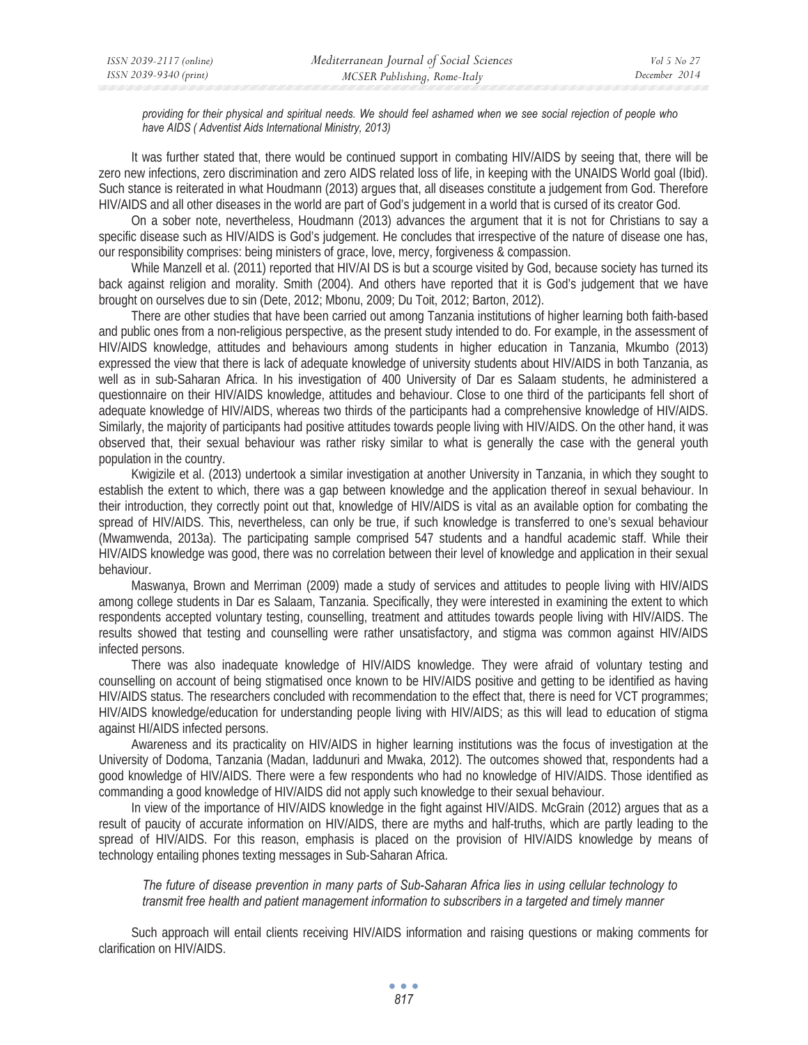*providing for their physical and spiritual needs. We should feel ashamed when we see social rejection of people who have AIDS ( Adventist Aids International Ministry, 2013)*

It was further stated that, there would be continued support in combating HIV/AIDS by seeing that, there will be zero new infections, zero discrimination and zero AIDS related loss of life, in keeping with the UNAIDS World goal (Ibid). Such stance is reiterated in what Houdmann (2013) argues that, all diseases constitute a judgement from God. Therefore HIV/AIDS and all other diseases in the world are part of God's judgement in a world that is cursed of its creator God.

On a sober note, nevertheless, Houdmann (2013) advances the argument that it is not for Christians to say a specific disease such as HIV/AIDS is God's judgement. He concludes that irrespective of the nature of disease one has, our responsibility comprises: being ministers of grace, love, mercy, forgiveness & compassion.

While Manzell et al. (2011) reported that HIV/AI DS is but a scourge visited by God, because society has turned its back against religion and morality. Smith (2004). And others have reported that it is God's judgement that we have brought on ourselves due to sin (Dete, 2012; Mbonu, 2009; Du Toit, 2012; Barton, 2012).

There are other studies that have been carried out among Tanzania institutions of higher learning both faith-based and public ones from a non-religious perspective, as the present study intended to do. For example, in the assessment of HIV/AIDS knowledge, attitudes and behaviours among students in higher education in Tanzania, Mkumbo (2013) expressed the view that there is lack of adequate knowledge of university students about HIV/AIDS in both Tanzania, as well as in sub-Saharan Africa. In his investigation of 400 University of Dar es Salaam students, he administered a questionnaire on their HIV/AIDS knowledge, attitudes and behaviour. Close to one third of the participants fell short of adequate knowledge of HIV/AIDS, whereas two thirds of the participants had a comprehensive knowledge of HIV/AIDS. Similarly, the majority of participants had positive attitudes towards people living with HIV/AIDS. On the other hand, it was observed that, their sexual behaviour was rather risky similar to what is generally the case with the general youth population in the country.

Kwigizile et al. (2013) undertook a similar investigation at another University in Tanzania, in which they sought to establish the extent to which, there was a gap between knowledge and the application thereof in sexual behaviour. In their introduction, they correctly point out that, knowledge of HIV/AIDS is vital as an available option for combating the spread of HIV/AIDS. This, nevertheless, can only be true, if such knowledge is transferred to one's sexual behaviour (Mwamwenda, 2013a). The participating sample comprised 547 students and a handful academic staff. While their HIV/AIDS knowledge was good, there was no correlation between their level of knowledge and application in their sexual behaviour.

Maswanya, Brown and Merriman (2009) made a study of services and attitudes to people living with HIV/AIDS among college students in Dar es Salaam, Tanzania. Specifically, they were interested in examining the extent to which respondents accepted voluntary testing, counselling, treatment and attitudes towards people living with HIV/AIDS. The results showed that testing and counselling were rather unsatisfactory, and stigma was common against HIV/AIDS infected persons.

There was also inadequate knowledge of HIV/AIDS knowledge. They were afraid of voluntary testing and counselling on account of being stigmatised once known to be HIV/AIDS positive and getting to be identified as having HIV/AIDS status. The researchers concluded with recommendation to the effect that, there is need for VCT programmes; HIV/AIDS knowledge/education for understanding people living with HIV/AIDS; as this will lead to education of stigma against HI/AIDS infected persons.

Awareness and its practicality on HIV/AIDS in higher learning institutions was the focus of investigation at the University of Dodoma, Tanzania (Madan, Iaddunuri and Mwaka, 2012). The outcomes showed that, respondents had a good knowledge of HIV/AIDS. There were a few respondents who had no knowledge of HIV/AIDS. Those identified as commanding a good knowledge of HIV/AIDS did not apply such knowledge to their sexual behaviour.

In view of the importance of HIV/AIDS knowledge in the fight against HIV/AIDS. McGrain (2012) argues that as a result of paucity of accurate information on HIV/AIDS, there are myths and half-truths, which are partly leading to the spread of HIV/AIDS. For this reason, emphasis is placed on the provision of HIV/AIDS knowledge by means of technology entailing phones texting messages in Sub-Saharan Africa.

*The future of disease prevention in many parts of Sub-Saharan Africa lies in using cellular technology to transmit free health and patient management information to subscribers in a targeted and timely manner*

Such approach will entail clients receiving HIV/AIDS information and raising questions or making comments for clarification on HIV/AIDS.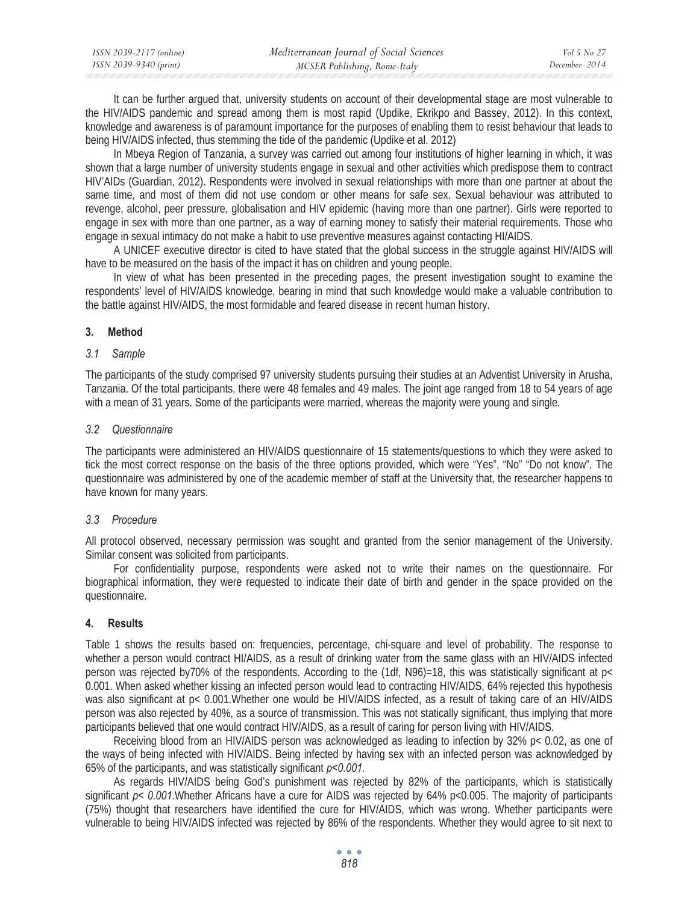It can be further argued that, university students on account of their developmental stage are most vulnerable to the HIV/AIDS pandemic and spread among them is most rapid (Updike, Ekrikpo and Bassey, 2012). In this context, knowledge and awareness is of paramount importance for the purposes of enabling them to resist behaviour that leads to being HIV/AIDS infected, thus stemming the tide of the pandemic (Updike et al. 2012)

In Mbeya Region of Tanzania, a survey was carried out among four institutions of higher learning in which, it was shown that a large number of university students engage in sexual and other activities which predispose them to contract HIV'AIDs (Guardian, 2012). Respondents were involved in sexual relationships with more than one partner at about the same time, and most of them did not use condom or other means for safe sex. Sexual behaviour was attributed to revenge, alcohol, peer pressure, globalisation and HIV epidemic (having more than one partner). Girls were reported to engage in sex with more than one partner, as a way of earning money to satisfy their material requirements. Those who engage in sexual intimacy do not make a habit to use preventive measures against contacting HI/AIDS.

A UNICEF executive director is cited to have stated that the global success in the struggle against HIV/AIDS will have to be measured on the basis of the impact it has on children and young people.

In view of what has been presented in the preceding pages, the present investigation sought to examine the respondents' level of HIV/AIDS knowledge, bearing in mind that such knowledge would make a valuable contribution to the battle against HIV/AIDS, the most formidable and feared disease in recent human history.

## 3. Method

### *3.1 Sample*

The participants of the study comprised 97 university students pursuing their studies at an Adventist University in Arusha, Tanzania. Of the total participants, there were 48 females and 49 males. The joint age ranged from 18 to 54 years of age with a mean of 31 years. Some of the participants were married, whereas the majority were young and single.

### *3.2 Questionnaire*

The participants were administered an HIV/AIDS questionnaire of 15 statements/questions to which they were asked to tick the most correct response on the basis of the three options provided, which were "Yes", "No" "Do not know". The questionnaire was administered by one of the academic member of staff at the University that, the researcher happens to have known for many years.

### *3.3 Procedure*

All protocol observed, necessary permission was sought and granted from the senior management of the University. Similar consent was solicited from participants.

For confidentiality purpose, respondents were asked not to write their names on the questionnaire. For biographical information, they were requested to indicate their date of birth and gender in the space provided on the questionnaire.

## 4. Results

Table 1 shows the results based on: frequencies, percentage, chi-square and level of probability. The response to whether a person would contract HI/AIDS, as a result of drinking water from the same glass with an HIV/AIDS infected person was rejected by70% of the respondents. According to the (1df, N96)=18, this was statistically significant at $p< 0.001$. When asked whether kissing an infected person would lead to contracting HIV/AIDS, 64% rejected this hypothesis was also significant at $p< 0.001$.Whether one would be HIV/AIDS infected, as a result of taking care of an HIV/AIDS person was also rejected by 40%, as a source of transmission. This was not statically significant, thus implying that more participants believed that one would contract HIV/AIDS, as a result of caring for person living with HIV/AIDS.

Receiving blood from an HIV/AIDS person was acknowledged as leading to infection by 32% $p< 0.02$, as one of the ways of being infected with HIV/AIDS. Being infected by having sex with an infected person was acknowledged by 65% of the participants, and was statistically significant $p<0.001$.

As regards HIV/AIDS being God's punishment was rejected by 82% of the participants, which is statistically significant $p< 0.001$.Whether Africans have a cure for AIDS was rejected by 64% $p<0.005$. The majority of participants (75%) thought that researchers have identified the cure for HIV/AIDS, which was wrong. Whether participants were vulnerable to being HIV/AIDS infected was rejected by 86% of the respondents. Whether they would agree to sit next to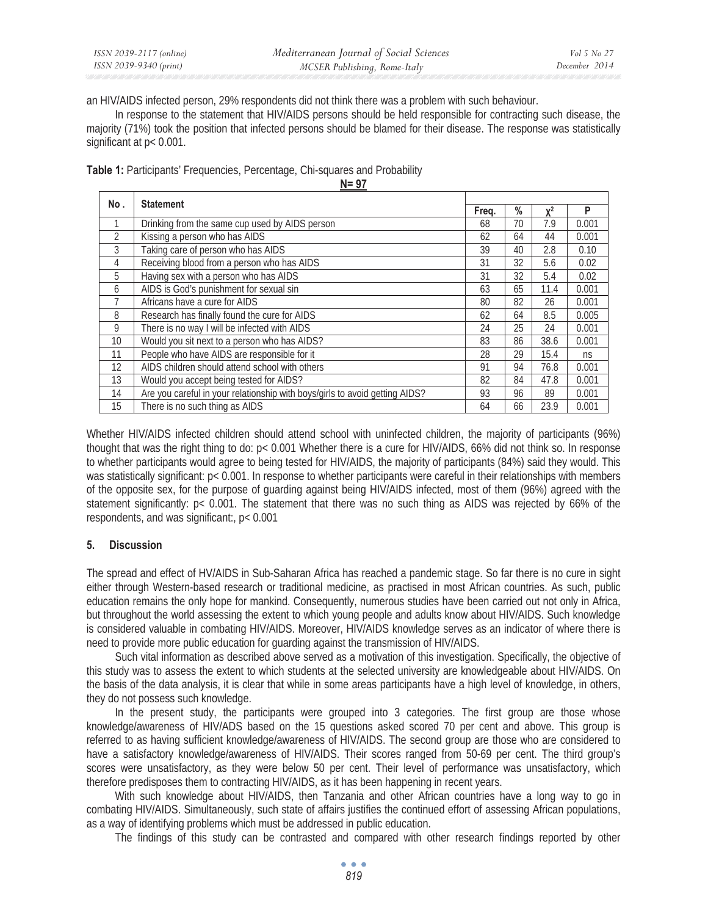an HIV/AIDS infected person, 29% respondents did not think there was a problem with such behaviour.

In response to the statement that HIV/AIDS persons should be held responsible for contracting such disease, the majority (71%) took the position that infected persons should be blamed for their disease. The response was statistically significant at $p < 0.001$.

**Table 1:** Participants' Frequencies, Percentage, Chi-squares and Probability

**N= 97**

| No . | Statement | Freq. | % | $\chi^2$ | P |
|---|---|---|---|---|---|
| 1 | Drinking from the same cup used by AIDS person | 68 | 70 | 7.9 | 0.001 |
| 2 | Kissing a person who has AIDS | 62 | 64 | 44 | 0.001 |
| 3 | Taking care of person who has AIDS | 39 | 40 | 2.8 | 0.10 |
| 4 | Receiving blood from a person who has AIDS | 31 | 32 | 5.6 | 0.02 |
| 5 | Having sex with a person who has AIDS | 31 | 32 | 5.4 | 0.02 |
| 6 | AIDS is God's punishment for sexual sin | 63 | 65 | 11.4 | 0.001 |
| 7 | Africans have a cure for AIDS | 80 | 82 | 26 | 0.001 |
| 8 | Research has finally found the cure for AIDS | 62 | 64 | 8.5 | 0.005 |
| 9 | There is no way I will be infected with AIDS | 24 | 25 | 24 | 0.001 |
| 10 | Would you sit next to a person who has AIDS? | 83 | 86 | 38.6 | 0.001 |
| 11 | People who have AIDS are responsible for it | 28 | 29 | 15.4 | ns |
| 12 | AIDS children should attend school with others | 91 | 94 | 76.8 | 0.001 |
| 13 | Would you accept being tested for AIDS? | 82 | 84 | 47.8 | 0.001 |
| 14 | Are you careful in your relationship with boys/girls to avoid getting AIDS? | 93 | 96 | 89 | 0.001 |
| 15 | There is no such thing as AIDS | 64 | 66 | 23.9 | 0.001 |

Whether HIV/AIDS infected children should attend school with uninfected children, the majority of participants (96%) thought that was the right thing to do: $p < 0.001$ Whether there is a cure for HIV/AIDS, 66% did not think so. In response to whether participants would agree to being tested for HIV/AIDS, the majority of participants (84%) said they would. This was statistically significant: $p < 0.001$. In response to whether participants were careful in their relationships with members of the opposite sex, for the purpose of guarding against being HIV/AIDS infected, most of them (96%) agreed with the statement significantly: $p < 0.001$. The statement that there was no such thing as AIDS was rejected by 66% of the respondents, and was significant:, $p < 0.001$

## 5. Discussion

The spread and effect of HV/AIDS in Sub-Saharan Africa has reached a pandemic stage. So far there is no cure in sight either through Western-based research or traditional medicine, as practised in most African countries. As such, public education remains the only hope for mankind. Consequently, numerous studies have been carried out not only in Africa, but throughout the world assessing the extent to which young people and adults know about HIV/AIDS. Such knowledge is considered valuable in combating HIV/AIDS. Moreover, HIV/AIDS knowledge serves as an indicator of where there is need to provide more public education for guarding against the transmission of HIV/AIDS.

Such vital information as described above served as a motivation of this investigation. Specifically, the objective of this study was to assess the extent to which students at the selected university are knowledgeable about HIV/AIDS. On the basis of the data analysis, it is clear that while in some areas participants have a high level of knowledge, in others, they do not possess such knowledge.

In the present study, the participants were grouped into 3 categories. The first group are those whose knowledge/awareness of HIV/ADS based on the 15 questions asked scored 70 per cent and above. This group is referred to as having sufficient knowledge/awareness of HIV/AIDS. The second group are those who are considered to have a satisfactory knowledge/awareness of HIV/AIDS. Their scores ranged from 50-69 per cent. The third group's scores were unsatisfactory, as they were below 50 per cent. Their level of performance was unsatisfactory, which therefore predisposes them to contracting HIV/AIDS, as it has been happening in recent years.

With such knowledge about HIV/AIDS, then Tanzania and other African countries have a long way to go in combating HIV/AIDS. Simultaneously, such state of affairs justifies the continued effort of assessing African populations, as a way of identifying problems which must be addressed in public education.

The findings of this study can be contrasted and compared with other research findings reported by other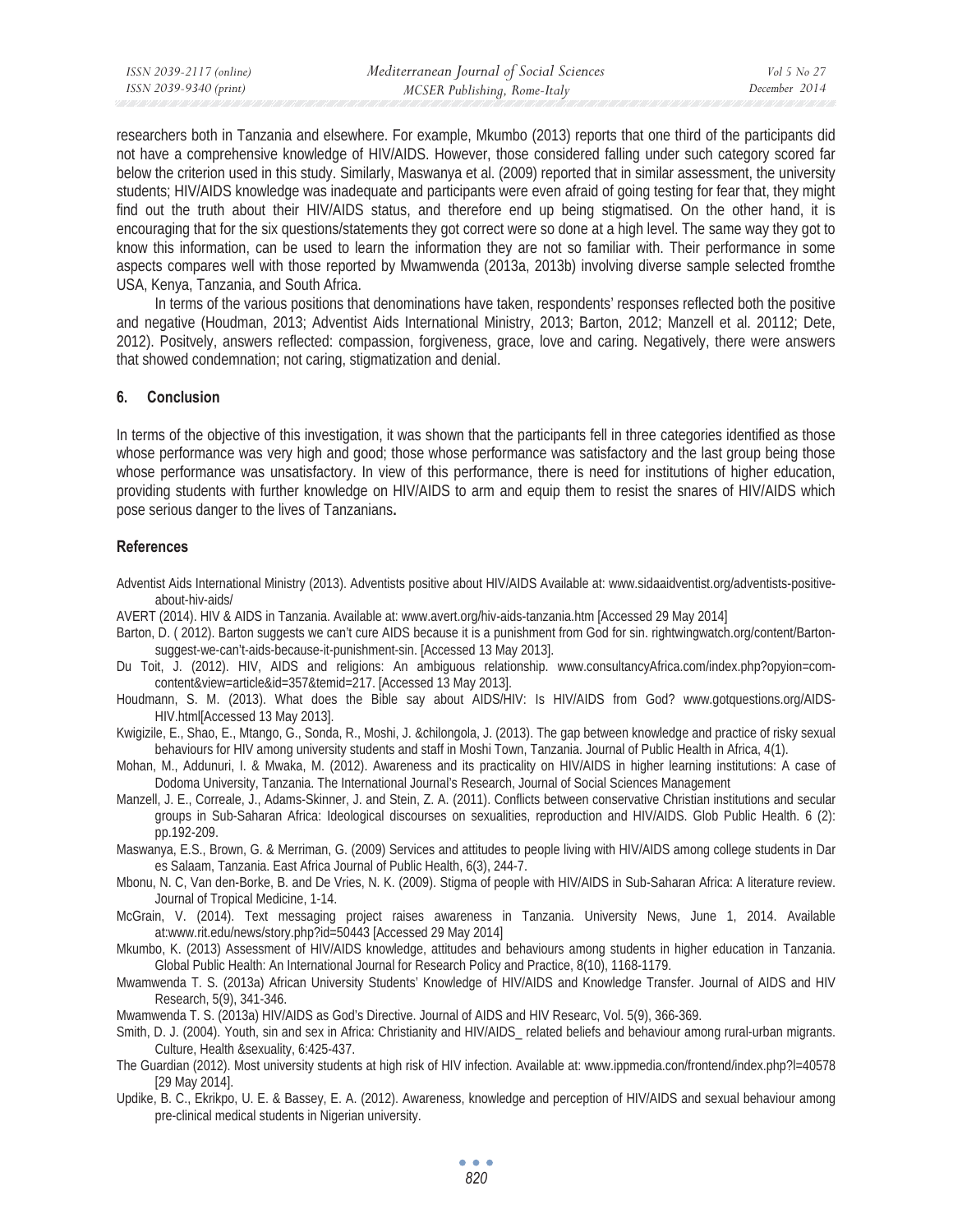researchers both in Tanzania and elsewhere. For example, Mkumbo (2013) reports that one third of the participants did not have a comprehensive knowledge of HIV/AIDS. However, those considered falling under such category scored far below the criterion used in this study. Similarly, Maswanya et al. (2009) reported that in similar assessment, the university students; HIV/AIDS knowledge was inadequate and participants were even afraid of going testing for fear that, they might find out the truth about their HIV/AIDS status, and therefore end up being stigmatised. On the other hand, it is encouraging that for the six questions/statements they got correct were so done at a high level. The same way they got to know this information, can be used to learn the information they are not so familiar with. Their performance in some aspects compares well with those reported by Mwamwenda (2013a, 2013b) involving diverse sample selected fromthe USA, Kenya, Tanzania, and South Africa.

In terms of the various positions that denominations have taken, respondents' responses reflected both the positive and negative (Houdman, 2013; Adventist Aids International Ministry, 2013; Barton, 2012; Manzell et al. 20112; Dete, 2012). Positvely, answers reflected: compassion, forgiveness, grace, love and caring. Negatively, there were answers that showed condemnation; not caring, stigmatization and denial.

## 6. Conclusion

In terms of the objective of this investigation, it was shown that the participants fell in three categories identified as those whose performance was very high and good; those whose performance was satisfactory and the last group being those whose performance was unsatisfactory. In view of this performance, there is need for institutions of higher education, providing students with further knowledge on HIV/AIDS to arm and equip them to resist the snares of HIV/AIDS which pose serious danger to the lives of Tanzanians**.**

## References

Adventist Aids International Ministry (2013). Adventists positive about HIV/AIDS Available at: www.sidaaidventist.org/adventists-positive-about-hiv-aids/

AVERT (2014). HIV & AIDS in Tanzania. Available at: www.avert.org/hiv-aids-tanzania.htm [Accessed 29 May 2014]

Barton, D. ( 2012). Barton suggests we can't cure AIDS because it is a punishment from God for sin. rightwingwatch.org/content/Barton-suggest-we-can't-aids-because-it-punishment-sin. [Accessed 13 May 2013].

Du Toit, J. (2012). HIV, AIDS and religions: An ambiguous relationship. www.consultancyAfrica.com/index.php?opyion=com-content&view=article&id=357&temid=217. [Accessed 13 May 2013].

Houdmann, S. M. (2013). What does the Bible say about AIDS/HIV: Is HIV/AIDS from God? www.gotquestions.org/AIDS-HIV.html[Accessed 13 May 2013].

Kwigizile, E., Shao, E., Mtango, G., Sonda, R., Moshi, J. &chilongola, J. (2013). The gap between knowledge and practice of risky sexual behaviours for HIV among university students and staff in Moshi Town, Tanzania. Journal of Public Health in Africa, 4(1).

Mohan, M., Addunuri, I. & Mwaka, M. (2012). Awareness and its practicality on HIV/AIDS in higher learning institutions: A case of Dodoma University, Tanzania. The International Journal's Research, Journal of Social Sciences Management

Manzell, J. E., Correale, J., Adams-Skinner, J. and Stein, Z. A. (2011). Conflicts between conservative Christian institutions and secular groups in Sub-Saharan Africa: Ideological discourses on sexualities, reproduction and HIV/AIDS. Glob Public Health. 6 (2): pp.192-209.

Maswanya, E.S., Brown, G. & Merriman, G. (2009) Services and attitudes to people living with HIV/AIDS among college students in Dar es Salaam, Tanzania. East Africa Journal of Public Health, 6(3), 244-7.

Mbonu, N. C, Van den-Borke, B. and De Vries, N. K. (2009). Stigma of people with HIV/AIDS in Sub-Saharan Africa: A literature review. Journal of Tropical Medicine, 1-14.

McGrain, V. (2014). Text messaging project raises awareness in Tanzania. University News, June 1, 2014. Available at:www.rit.edu/news/story.php?id=50443 [Accessed 29 May 2014]

Mkumbo, K. (2013) Assessment of HIV/AIDS knowledge, attitudes and behaviours among students in higher education in Tanzania. Global Public Health: An International Journal for Research Policy and Practice, 8(10), 1168-1179.

Mwamwenda T. S. (2013a) African University Students' Knowledge of HIV/AIDS and Knowledge Transfer. Journal of AIDS and HIV Research, 5(9), 341-346.

Mwamwenda T. S. (2013a) HIV/AIDS as God's Directive. Journal of AIDS and HIV Researc, Vol. 5(9), 366-369.

Smith, D. J. (2004). Youth, sin and sex in Africa: Christianity and HIV/AIDS_ related beliefs and behaviour among rural-urban migrants. Culture, Health &sexuality, 6:425-437.

The Guardian (2012). Most university students at high risk of HIV infection. Available at: www.ippmedia.con/frontend/index.php?l=40578 [29 May 2014].

Updike, B. C., Ekrikpo, U. E. & Bassey, E. A. (2012). Awareness, knowledge and perception of HIV/AIDS and sexual behaviour among pre-clinical medical students in Nigerian university.